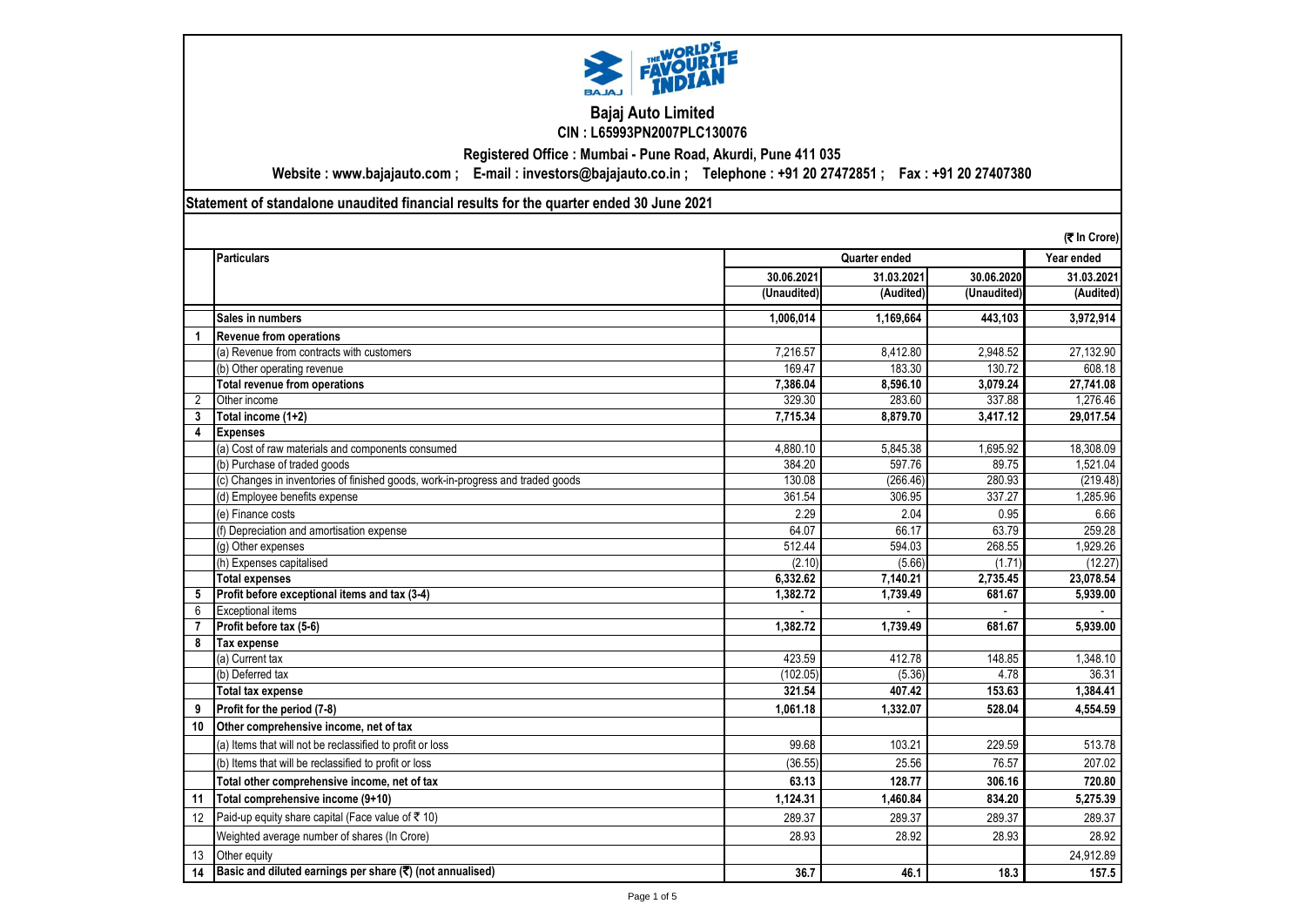# Bajaj Auto Limited

**CIN : L65993PN2007PLC130076**

**Registered Office : Mumbai - Pune Road, Akurdi, Pune 411 035**

**Website : www.bajajauto.com ; E-mail : investors@bajajauto.co.in ; Telephone : +91 20 27472851 ; Fax : +91 20 27407380**

## Statement of standalone unaudited financial results for the quarter ended 30 June 2021

(₹ In Crore)

| | Particulars | Quarter ended | | | Year ended |
|---|---|---|---|---|---|
| | | 30.06.2021 | 31.03.2021 | 30.06.2020 | 31.03.2021 |
| | | (Unaudited) | (Audited) | (Unaudited) | (Audited) |
| | **Sales in numbers** | **1,006,014** | **1,169,664** | **443,103** | **3,972,914** |
| **1** | **Revenue from operations** | | | | |
| | (a) Revenue from contracts with customers | 7,216.57 | 8,412.80 | 2,948.52 | 27,132.90 |
| | (b) Other operating revenue | 169.47 | 183.30 | 130.72 | 608.18 |
| | **Total revenue from operations** | **7,386.04** | **8,596.10** | **3,079.24** | **27,741.08** |
| 2 | Other income | 329.30 | 283.60 | 337.88 | 1,276.46 |
| **3** | **Total income (1+2)** | **7,715.34** | **8,879.70** | **3,417.12** | **29,017.54** |
| **4** | **Expenses** | | | | |
| | (a) Cost of raw materials and components consumed | 4,880.10 | 5,845.38 | 1,695.92 | 18,308.09 |
| | (b) Purchase of traded goods | 384.20 | 597.76 | 89.75 | 1,521.04 |
| | (c) Changes in inventories of finished goods, work-in-progress and traded goods | 130.08 | (266.46) | 280.93 | (219.48) |
| | (d) Employee benefits expense | 361.54 | 306.95 | 337.27 | 1,285.96 |
| | (e) Finance costs | 2.29 | 2.04 | 0.95 | 6.66 |
| | (f) Depreciation and amortisation expense | 64.07 | 66.17 | 63.79 | 259.28 |
| | (g) Other expenses | 512.44 | 594.03 | 268.55 | 1,929.26 |
| | (h) Expenses capitalised | (2.10) | (5.66) | (1.71) | (12.27) |
| | **Total expenses** | **6,332.62** | **7,140.21** | **2,735.45** | **23,078.54** |
| **5** | **Profit before exceptional items and tax (3-4)** | **1,382.72** | **1,739.49** | **681.67** | **5,939.00** |
| 6 | Exceptional items | - | - | - | - |
| **7** | **Profit before tax (5-6)** | **1,382.72** | **1,739.49** | **681.67** | **5,939.00** |
| **8** | **Tax expense** | | | | |
| | (a) Current tax | 423.59 | 412.78 | 148.85 | 1,348.10 |
| | (b) Deferred tax | (102.05) | (5.36) | 4.78 | 36.31 |
| | **Total tax expense** | **321.54** | **407.42** | **153.63** | **1,384.41** |
| **9** | **Profit for the period (7-8)** | **1,061.18** | **1,332.07** | **528.04** | **4,554.59** |
| **10** | **Other comprehensive income, net of tax** | | | | |
| | (a) Items that will not be reclassified to profit or loss | 99.68 | 103.21 | 229.59 | 513.78 |
| | (b) Items that will be reclassified to profit or loss | (36.55) | 25.56 | 76.57 | 207.02 |
| | **Total other comprehensive income, net of tax** | **63.13** | **128.77** | **306.16** | **720.80** |
| **11** | **Total comprehensive income (9+10)** | **1,124.31** | **1,460.84** | **834.20** | **5,275.39** |
| 12 | Paid-up equity share capital (Face value of ₹ 10) | 289.37 | 289.37 | 289.37 | 289.37 |
| | Weighted average number of shares (In Crore) | 28.93 | 28.92 | 28.93 | 28.92 |
| 13 | Other equity | | | | 24,912.89 |
| **14** | **Basic and diluted earnings per share (₹) (not annualised)** | **36.7** | **46.1** | **18.3** | **157.5** |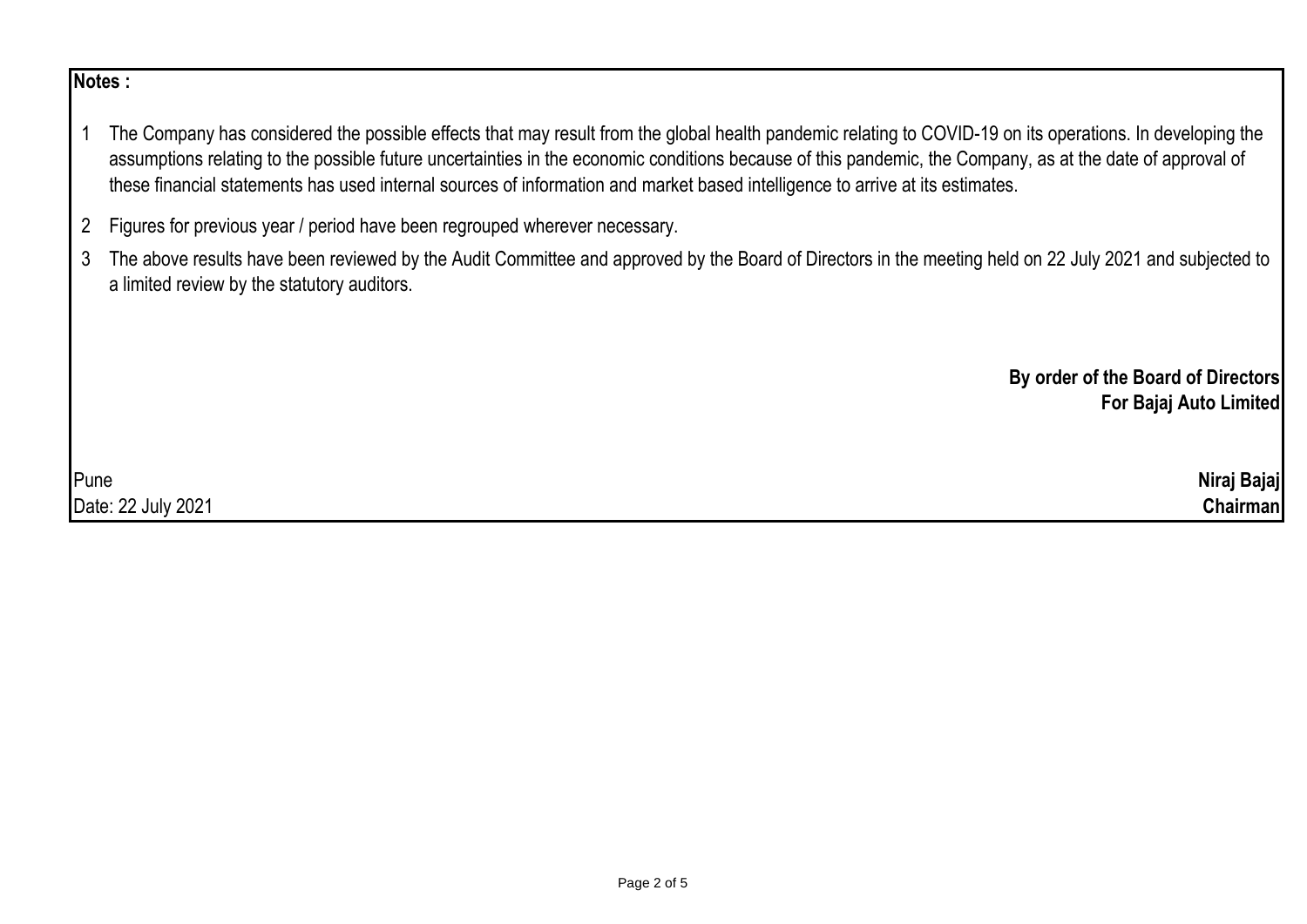**Notes :**

1. The Company has considered the possible effects that may result from the global health pandemic relating to COVID-19 on its operations. In developing the assumptions relating to the possible future uncertainties in the economic conditions because of this pandemic, the Company, as at the date of approval of these financial statements has used internal sources of information and market based intelligence to arrive at its estimates.
2. Figures for previous year / period have been regrouped wherever necessary.
3. The above results have been reviewed by the Audit Committee and approved by the Board of Directors in the meeting held on 22 July 2021 and subjected to a limited review by the statutory auditors.

**By order of the Board of Directors**
**For Bajaj Auto Limited**

Pune
Date: 22 July 2021

**Niraj Bajaj**
**Chairman**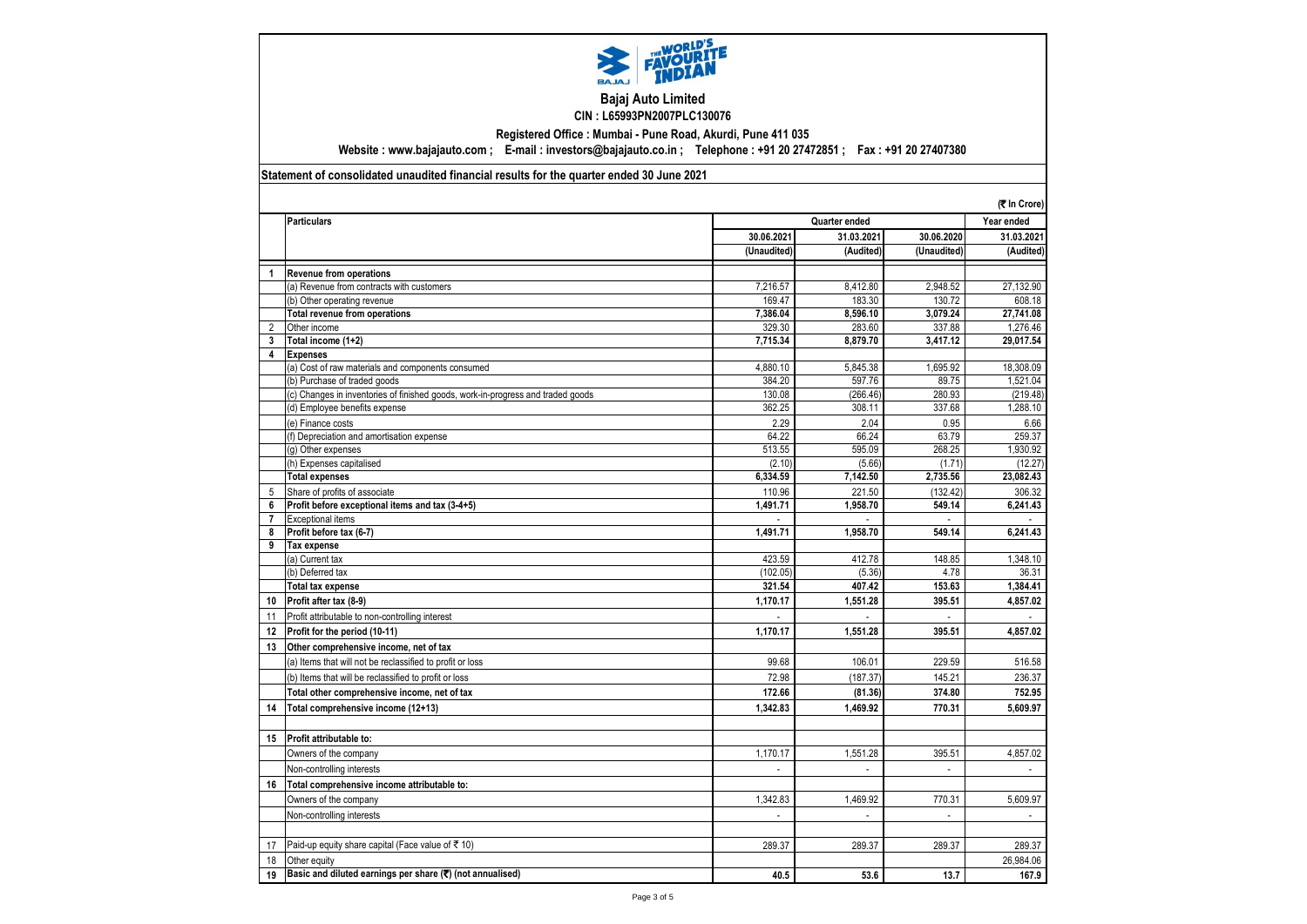# Bajaj Auto Limited

**CIN : L65993PN2007PLC130076**

**Registered Office : Mumbai - Pune Road, Akurdi, Pune 411 035**

**Website : www.bajajauto.com ; E-mail : investors@bajajauto.co.in ; Telephone : +91 20 27472851 ; Fax : +91 20 27407380**

**Statement of consolidated unaudited financial results for the quarter ended 30 June 2021**

**(₹ In Crore)**

| | **Particulars** | **Quarter ended** | | | **Year ended** |
|---|---|---|---|---|---|
| | | **30.06.2021** | **31.03.2021** | **30.06.2020** | **31.03.2021** |
| | | **(Unaudited)** | **(Audited)** | **(Unaudited)** | **(Audited)** |
| **1** | **Revenue from operations** | | | | |
| | (a) Revenue from contracts with customers | 7,216.57 | 8,412.80 | 2,948.52 | 27,132.90 |
| | (b) Other operating revenue | 169.47 | 183.30 | 130.72 | 608.18 |
| | **Total revenue from operations** | **7,386.04** | **8,596.10** | **3,079.24** | **27,741.08** |
| 2 | Other income | 329.30 | 283.60 | 337.88 | 1,276.46 |
| **3** | **Total income (1+2)** | **7,715.34** | **8,879.70** | **3,417.12** | **29,017.54** |
| **4** | **Expenses** | | | | |
| | (a) Cost of raw materials and components consumed | 4,880.10 | 5,845.38 | 1,695.92 | 18,308.09 |
| | (b) Purchase of traded goods | 384.20 | 597.76 | 89.75 | 1,521.04 |
| | (c) Changes in inventories of finished goods, work-in-progress and traded goods | 130.08 | (266.46) | 280.93 | (219.48) |
| | (d) Employee benefits expense | 362.25 | 308.11 | 337.68 | 1,288.10 |
| | (e) Finance costs | 2.29 | 2.04 | 0.95 | 6.66 |
| | (f) Depreciation and amortisation expense | 64.22 | 66.24 | 63.79 | 259.37 |
| | (g) Other expenses | 513.55 | 595.09 | 268.25 | 1,930.92 |
| | (h) Expenses capitalised | (2.10) | (5.66) | (1.71) | (12.27) |
| | **Total expenses** | **6,334.59** | **7,142.50** | **2,735.56** | **23,082.43** |
| 5 | Share of profits of associate | 110.96 | 221.50 | (132.42) | 306.32 |
| **6** | **Profit before exceptional items and tax (3-4+5)** | **1,491.71** | **1,958.70** | **549.14** | **6,241.43** |
| **7** | Exceptional items | - | - | - | - |
| **8** | **Profit before tax (6-7)** | **1,491.71** | **1,958.70** | **549.14** | **6,241.43** |
| **9** | **Tax expense** | | | | |
| | (a) Current tax | 423.59 | 412.78 | 148.85 | 1,348.10 |
| | (b) Deferred tax | (102.05) | (5.36) | 4.78 | 36.31 |
| | **Total tax expense** | **321.54** | **407.42** | **153.63** | **1,384.41** |
| **10** | **Profit after tax (8-9)** | **1,170.17** | **1,551.28** | **395.51** | **4,857.02** |
| 11 | Profit attributable to non-controlling interest | - | - | - | - |
| **12** | **Profit for the period (10-11)** | **1,170.17** | **1,551.28** | **395.51** | **4,857.02** |
| **13** | **Other comprehensive income, net of tax** | | | | |
| | (a) Items that will not be reclassified to profit or loss | 99.68 | 106.01 | 229.59 | 516.58 |
| | (b) Items that will be reclassified to profit or loss | 72.98 | (187.37) | 145.21 | 236.37 |
| | **Total other comprehensive income, net of tax** | **172.66** | **(81.36)** | **374.80** | **752.95** |
| **14** | **Total comprehensive income (12+13)** | **1,342.83** | **1,469.92** | **770.31** | **5,609.97** |
| **15** | **Profit attributable to:** | | | | |
| | Owners of the company | 1,170.17 | 1,551.28 | 395.51 | 4,857.02 |
| | Non-controlling interests | - | - | - | - |
| **16** | **Total comprehensive income attributable to:** | | | | |
| | Owners of the company | 1,342.83 | 1,469.92 | 770.31 | 5,609.97 |
| | Non-controlling interests | - | - | - | - |
| 17 | Paid-up equity share capital (Face value of ₹ 10) | 289.37 | 289.37 | 289.37 | 289.37 |
| 18 | Other equity | | | | 26,984.06 |
| **19** | **Basic and diluted earnings per share (₹) (not annualised)** | **40.5** | **53.6** | **13.7** | **167.9** |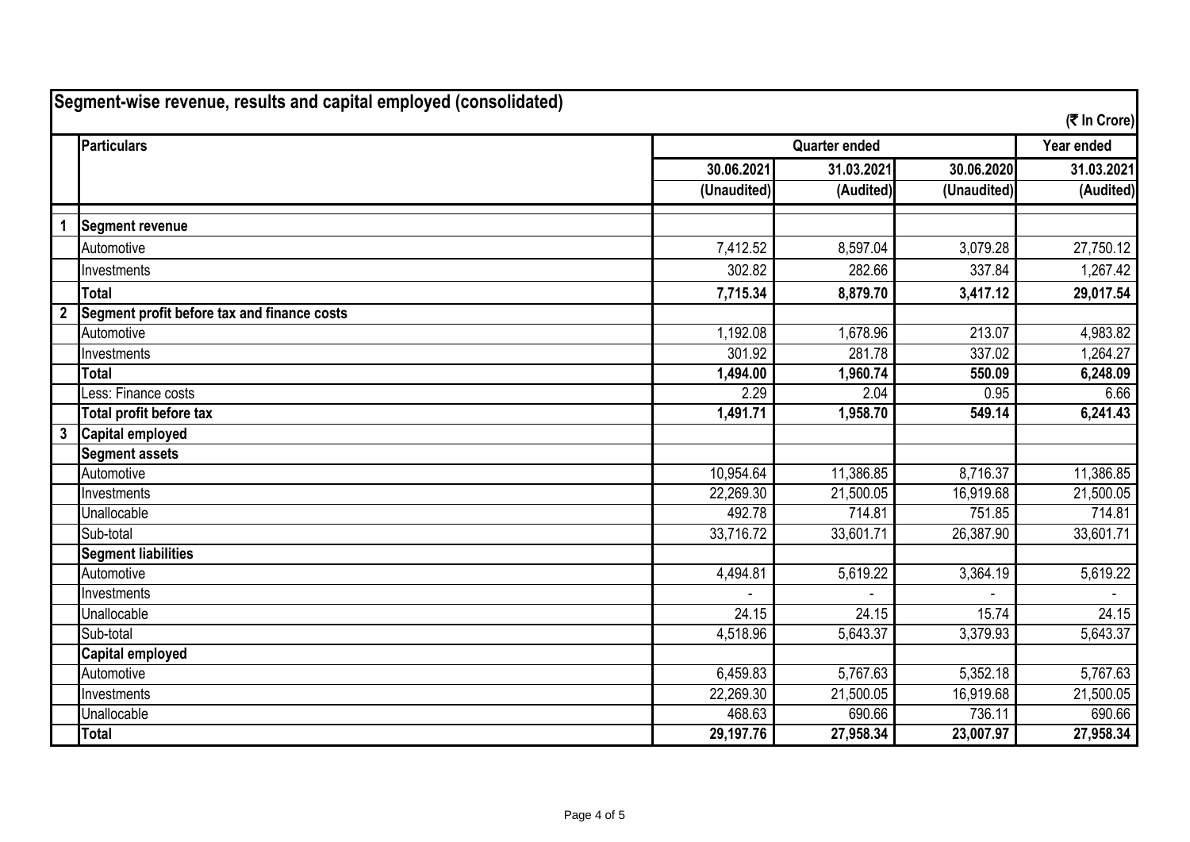## Segment-wise revenue, results and capital employed (consolidated)

(₹ In Crore)

| | Particulars | Quarter ended | | | Year ended |
|---|---|---|---|---|---|
| | | 30.06.2021 | 31.03.2021 | 30.06.2020 | 31.03.2021 |
| | | (Unaudited) | (Audited) | (Unaudited) | (Audited) |
| 1 | **Segment revenue** | | | | |
| | Automotive | 7,412.52 | 8,597.04 | 3,079.28 | 27,750.12 |
| | Investments | 302.82 | 282.66 | 337.84 | 1,267.42 |
| | **Total** | **7,715.34** | **8,879.70** | **3,417.12** | **29,017.54** |
| 2 | **Segment profit before tax and finance costs** | | | | |
| | Automotive | 1,192.08 | 1,678.96 | 213.07 | 4,983.82 |
| | Investments | 301.92 | 281.78 | 337.02 | 1,264.27 |
| | **Total** | **1,494.00** | **1,960.74** | **550.09** | **6,248.09** |
| | Less: Finance costs | 2.29 | 2.04 | 0.95 | 6.66 |
| | **Total profit before tax** | **1,491.71** | **1,958.70** | **549.14** | **6,241.43** |
| 3 | **Capital employed** | | | | |
| | **Segment assets** | | | | |
| | Automotive | 10,954.64 | 11,386.85 | 8,716.37 | 11,386.85 |
| | Investments | 22,269.30 | 21,500.05 | 16,919.68 | 21,500.05 |
| | Unallocable | 492.78 | 714.81 | 751.85 | 714.81 |
| | Sub-total | 33,716.72 | 33,601.71 | 26,387.90 | 33,601.71 |
| | **Segment liabilities** | | | | |
| | Automotive | 4,494.81 | 5,619.22 | 3,364.19 | 5,619.22 |
| | Investments | - | - | - | - |
| | Unallocable | 24.15 | 24.15 | 15.74 | 24.15 |
| | Sub-total | 4,518.96 | 5,643.37 | 3,379.93 | 5,643.37 |
| | **Capital employed** | | | | |
| | Automotive | 6,459.83 | 5,767.63 | 5,352.18 | 5,767.63 |
| | Investments | 22,269.30 | 21,500.05 | 16,919.68 | 21,500.05 |
| | Unallocable | 468.63 | 690.66 | 736.11 | 690.66 |
| | **Total** | **29,197.76** | **27,958.34** | **23,007.97** | **27,958.34** |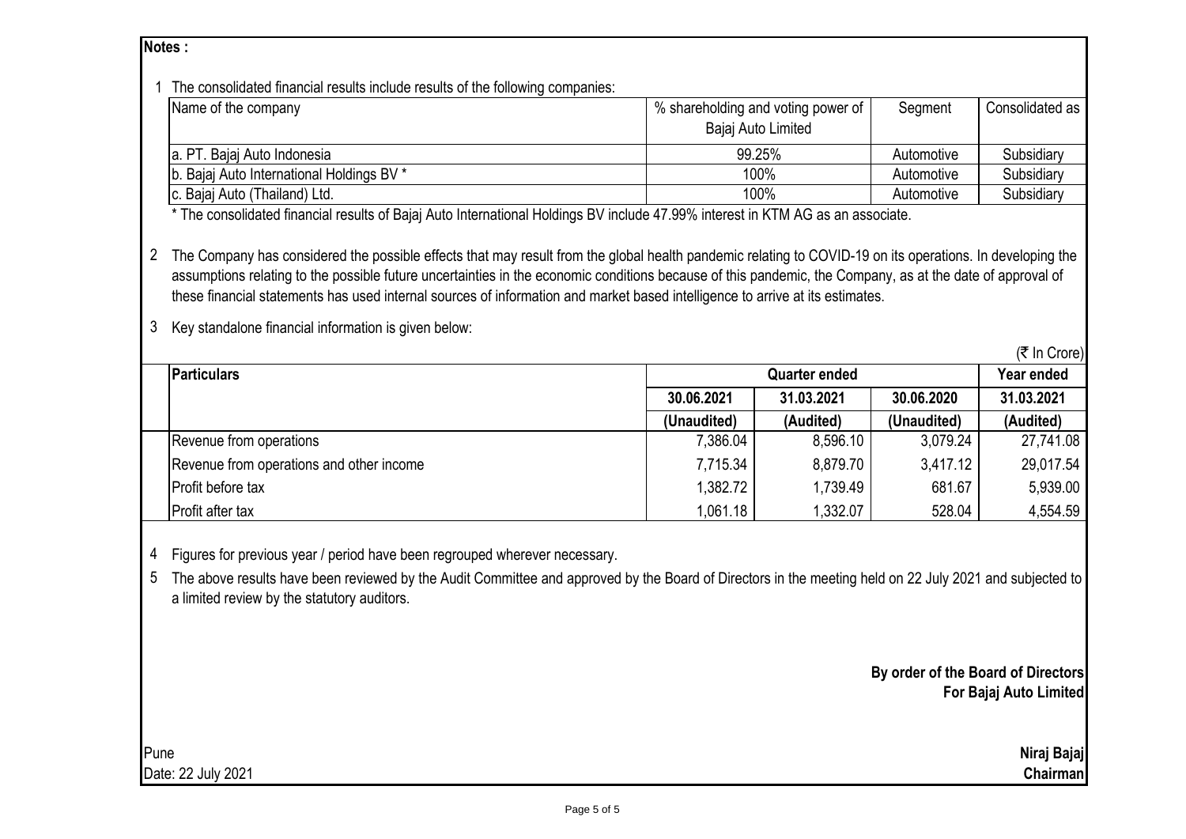**Notes :**

1. The consolidated financial results include results of the following companies:

| Name of the company | % shareholding and voting power of Bajaj Auto Limited | Segment | Consolidated as |
|---|---|---|---|
| a. PT. Bajaj Auto Indonesia | 99.25% | Automotive | Subsidiary |
| b. Bajaj Auto International Holdings BV * | 100% | Automotive | Subsidiary |
| c. Bajaj Auto (Thailand) Ltd. | 100% | Automotive | Subsidiary |

\* The consolidated financial results of Bajaj Auto International Holdings BV include 47.99% interest in KTM AG as an associate.

2. The Company has considered the possible effects that may result from the global health pandemic relating to COVID-19 on its operations. In developing the assumptions relating to the possible future uncertainties in the economic conditions because of this pandemic, the Company, as at the date of approval of these financial statements has used internal sources of information and market based intelligence to arrive at its estimates.

3. Key standalone financial information is given below:

(₹ In Crore)

| Particulars | Quarter ended | | | Year ended |
|---|---|---|---|---|
| | 30.06.2021 | 31.03.2021 | 30.06.2020 | 31.03.2021 |
| | (Unaudited) | (Audited) | (Unaudited) | (Audited) |
| Revenue from operations | 7,386.04 | 8,596.10 | 3,079.24 | 27,741.08 |
| Revenue from operations and other income | 7,715.34 | 8,879.70 | 3,417.12 | 29,017.54 |
| Profit before tax | 1,382.72 | 1,739.49 | 681.67 | 5,939.00 |
| Profit after tax | 1,061.18 | 1,332.07 | 528.04 | 4,554.59 |

4. Figures for previous year / period have been regrouped wherever necessary.

5. The above results have been reviewed by the Audit Committee and approved by the Board of Directors in the meeting held on 22 July 2021 and subjected to a limited review by the statutory auditors.

**By order of the Board of Directors**
**For Bajaj Auto Limited**

Pune
Date: 22 July 2021

**Niraj Bajaj**
**Chairman**